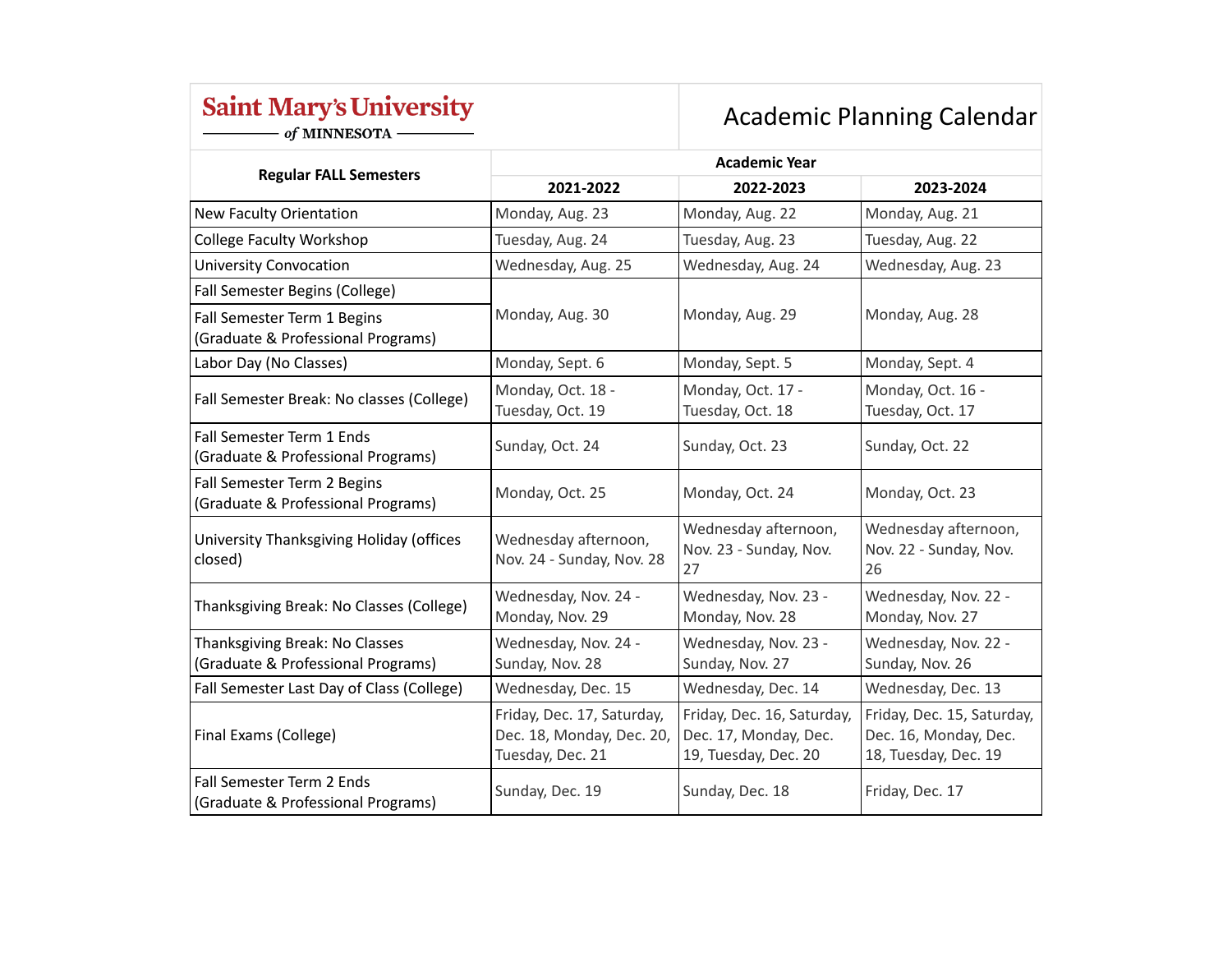# Saint Mary's University of MINNESOTA

# Academic Planning Calendar

| Regular FALL Semesters | Academic Year | | |
|---|---|---|---|
| | 2021-2022 | 2022-2023 | 2023-2024 |
| New Faculty Orientation | Monday, Aug. 23 | Monday, Aug. 22 | Monday, Aug. 21 |
| College Faculty Workshop | Tuesday, Aug. 24 | Tuesday, Aug. 23 | Tuesday, Aug. 22 |
| University Convocation | Wednesday, Aug. 25 | Wednesday, Aug. 24 | Wednesday, Aug. 23 |
| Fall Semester Begins (College) | Monday, Aug. 30 | Monday, Aug. 29 | Monday, Aug. 28 |
| Fall Semester Term 1 Begins (Graduate & Professional Programs) | Monday, Aug. 30 | Monday, Aug. 29 | Monday, Aug. 28 |
| Labor Day (No Classes) | Monday, Sept. 6 | Monday, Sept. 5 | Monday, Sept. 4 |
| Fall Semester Break: No classes (College) | Monday, Oct. 18 - Tuesday, Oct. 19 | Monday, Oct. 17 - Tuesday, Oct. 18 | Monday, Oct. 16 - Tuesday, Oct. 17 |
| Fall Semester Term 1 Ends (Graduate & Professional Programs) | Sunday, Oct. 24 | Sunday, Oct. 23 | Sunday, Oct. 22 |
| Fall Semester Term 2 Begins (Graduate & Professional Programs) | Monday, Oct. 25 | Monday, Oct. 24 | Monday, Oct. 23 |
| University Thanksgiving Holiday (offices closed) | Wednesday afternoon, Nov. 24 - Sunday, Nov. 28 | Wednesday afternoon, Nov. 23 - Sunday, Nov. 27 | Wednesday afternoon, Nov. 22 - Sunday, Nov. 26 |
| Thanksgiving Break: No Classes (College) | Wednesday, Nov. 24 - Monday, Nov. 29 | Wednesday, Nov. 23 - Monday, Nov. 28 | Wednesday, Nov. 22 - Monday, Nov. 27 |
| Thanksgiving Break: No Classes (Graduate & Professional Programs) | Wednesday, Nov. 24 - Sunday, Nov. 28 | Wednesday, Nov. 23 - Sunday, Nov. 27 | Wednesday, Nov. 22 - Sunday, Nov. 26 |
| Fall Semester Last Day of Class (College) | Wednesday, Dec. 15 | Wednesday, Dec. 14 | Wednesday, Dec. 13 |
| Final Exams (College) | Friday, Dec. 17, Saturday, Dec. 18, Monday, Dec. 20, Tuesday, Dec. 21 | Friday, Dec. 16, Saturday, Dec. 17, Monday, Dec. 19, Tuesday, Dec. 20 | Friday, Dec. 15, Saturday, Dec. 16, Monday, Dec. 18, Tuesday, Dec. 19 |
| Fall Semester Term 2 Ends (Graduate & Professional Programs) | Sunday, Dec. 19 | Sunday, Dec. 18 | Friday, Dec. 17 |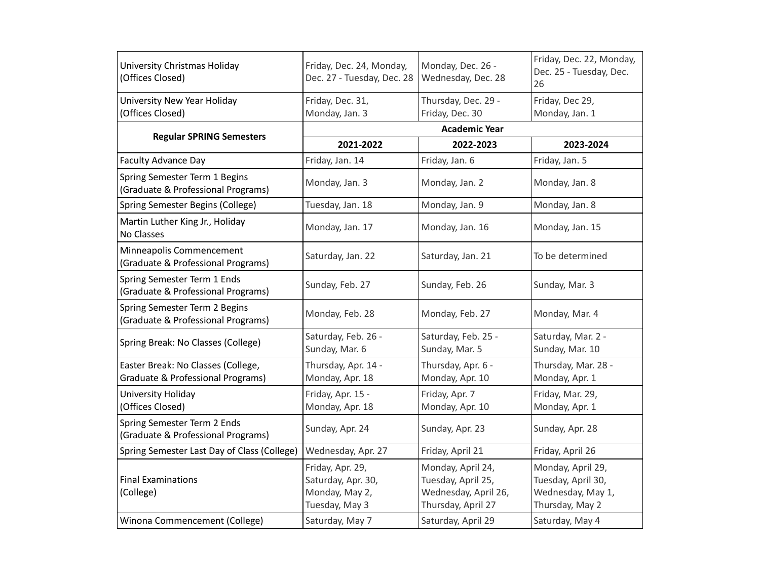| | | | |
|---|---|---|---|
| University Christmas Holiday (Offices Closed) | Friday, Dec. 24, Monday, Dec. 27 - Tuesday, Dec. 28 | Monday, Dec. 26 - Wednesday, Dec. 28 | Friday, Dec. 22, Monday, Dec. 25 - Tuesday, Dec. 26 |
| University New Year Holiday (Offices Closed) | Friday, Dec. 31, Monday, Jan. 3 | Thursday, Dec. 29 - Friday, Dec. 30 | Friday, Dec 29, Monday, Jan. 1 |

| **Regular SPRING Semesters** | **Academic Year** | | |
|---|---|---|---|
| | **2021-2022** | **2022-2023** | **2023-2024** |
| Faculty Advance Day | Friday, Jan. 14 | Friday, Jan. 6 | Friday, Jan. 5 |
| Spring Semester Term 1 Begins (Graduate & Professional Programs) | Monday, Jan. 3 | Monday, Jan. 2 | Monday, Jan. 8 |
| Spring Semester Begins (College) | Tuesday, Jan. 18 | Monday, Jan. 9 | Monday, Jan. 8 |
| Martin Luther King Jr., Holiday No Classes | Monday, Jan. 17 | Monday, Jan. 16 | Monday, Jan. 15 |
| Minneapolis Commencement (Graduate & Professional Programs) | Saturday, Jan. 22 | Saturday, Jan. 21 | To be determined |
| Spring Semester Term 1 Ends (Graduate & Professional Programs) | Sunday, Feb. 27 | Sunday, Feb. 26 | Sunday, Mar. 3 |
| Spring Semester Term 2 Begins (Graduate & Professional Programs) | Monday, Feb. 28 | Monday, Feb. 27 | Monday, Mar. 4 |
| Spring Break: No Classes (College) | Saturday, Feb. 26 - Sunday, Mar. 6 | Saturday, Feb. 25 - Sunday, Mar. 5 | Saturday, Mar. 2 - Sunday, Mar. 10 |
| Easter Break: No Classes (College, Graduate & Professional Programs) | Thursday, Apr. 14 - Monday, Apr. 18 | Thursday, Apr. 6 - Monday, Apr. 10 | Thursday, Mar. 28 - Monday, Apr. 1 |
| University Holiday (Offices Closed) | Friday, Apr. 15 - Monday, Apr. 18 | Friday, Apr. 7 Monday, Apr. 10 | Friday, Mar. 29, Monday, Apr. 1 |
| Spring Semester Term 2 Ends (Graduate & Professional Programs) | Sunday, Apr. 24 | Sunday, Apr. 23 | Sunday, Apr. 28 |
| Spring Semester Last Day of Class (College) | Wednesday, Apr. 27 | Friday, April 21 | Friday, April 26 |
| Final Examinations (College) | Friday, Apr. 29, Saturday, Apr. 30, Monday, May 2, Tuesday, May 3 | Monday, April 24, Tuesday, April 25, Wednesday, April 26, Thursday, April 27 | Monday, April 29, Tuesday, April 30, Wednesday, May 1, Thursday, May 2 |
| Winona Commencement (College) | Saturday, May 7 | Saturday, April 29 | Saturday, May 4 |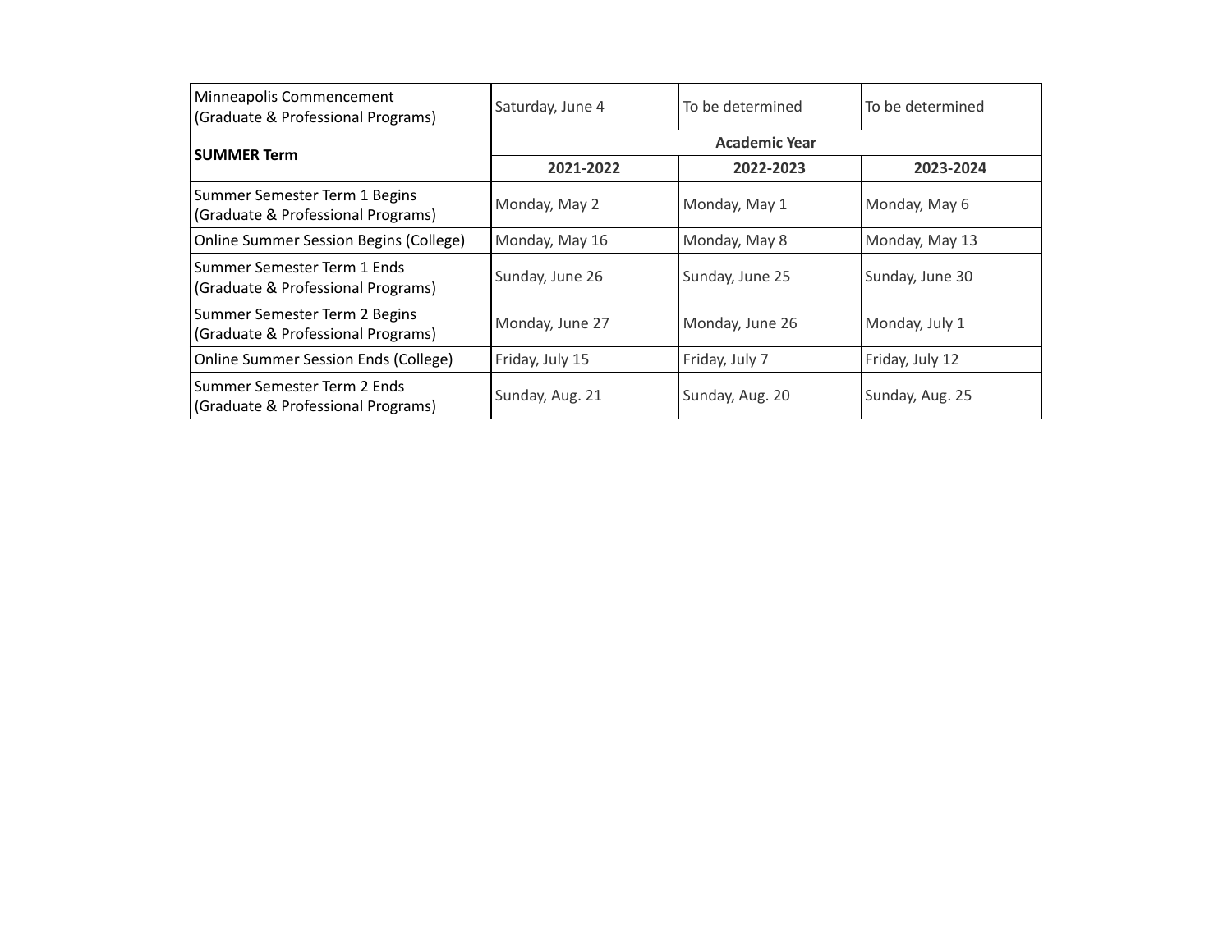| | | | |
|---|---|---|---|
| Minneapolis Commencement (Graduate & Professional Programs) | Saturday, June 4 | To be determined | To be determined |
| **SUMMER Term** | **Academic Year** | | |
| | **2021-2022** | **2022-2023** | **2023-2024** |
| Summer Semester Term 1 Begins (Graduate & Professional Programs) | Monday, May 2 | Monday, May 1 | Monday, May 6 |
| Online Summer Session Begins (College) | Monday, May 16 | Monday, May 8 | Monday, May 13 |
| Summer Semester Term 1 Ends (Graduate & Professional Programs) | Sunday, June 26 | Sunday, June 25 | Sunday, June 30 |
| Summer Semester Term 2 Begins (Graduate & Professional Programs) | Monday, June 27 | Monday, June 26 | Monday, July 1 |
| Online Summer Session Ends (College) | Friday, July 15 | Friday, July 7 | Friday, July 12 |
| Summer Semester Term 2 Ends (Graduate & Professional Programs) | Sunday, Aug. 21 | Sunday, Aug. 20 | Sunday, Aug. 25 |